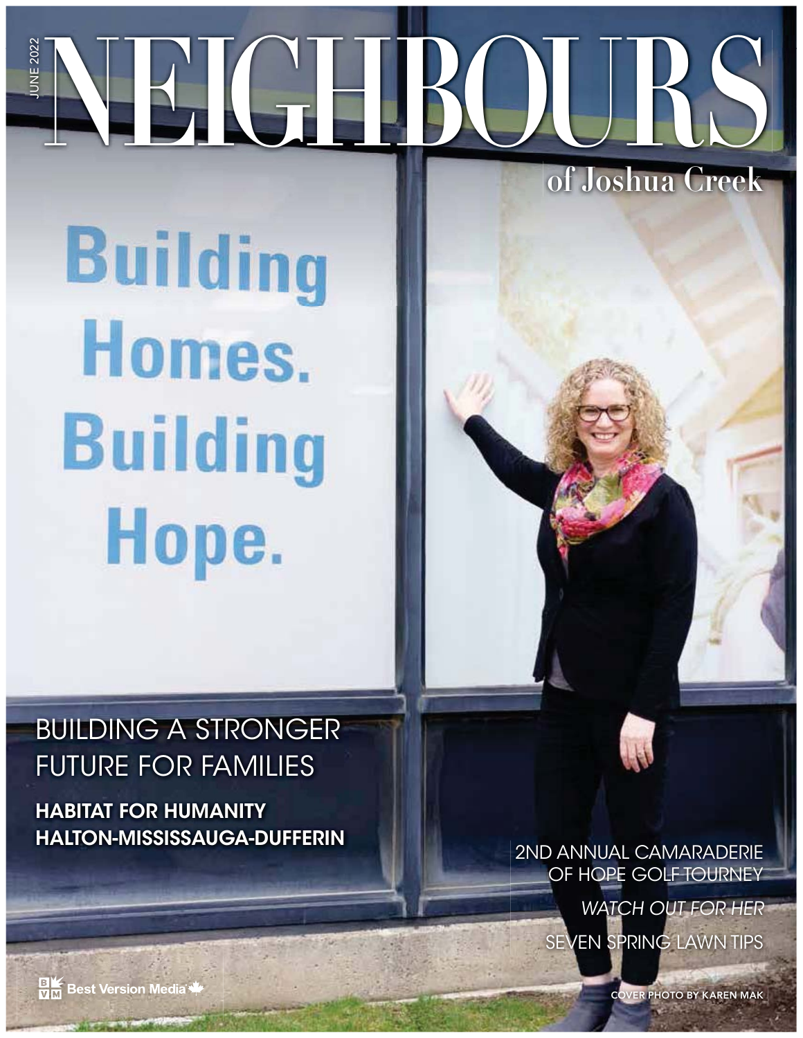JUNE 2022

# NEIGHBOURS

## of Joshua Creek

Building Homes. Building Hope.

## BUILDING A STRONGER FUTURE FOR FAMILIES

**HABITAT FOR HUMANITY HALTON-MISSISSAUGA-DUFFERIN**

2ND ANNUAL CAMARADERIE OF HOPE GOLF TOURNEY

*WATCH OUT FOR HER*

SEVEN SPRING LAWN TIPS

Best Version Media

COVER PHOTO BY KAREN MAK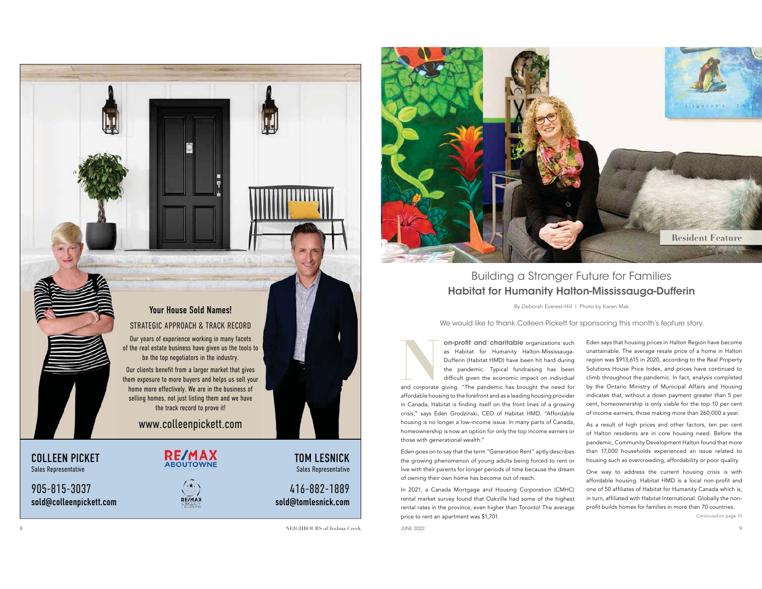## Your House Sold Names!

STRATEGIC APPROACH & TRACK RECORD

Our years of experience working in many facets of the real estate business have given us the tools to be the top negotiators in the industry.

Our clients benefit from a larger market that gives them exposure to more buyers and helps us sell your home more effectively. We are in the business of selling homes, not just listing them and we have the track record to prove it!

www.colleenpickett.com

**COLLEEN PICKET**
Sales Representative

905-815-3037
**sold@colleenpickett.com**

RE/MAX ABOUTOWNE

RE/MAX CIRCLE OF EXCELLENCE

**TOM LESNICK**
Sales Representative

416-882-1889
**sold@tomlesnick.com**

Resident Feature

# Building a Stronger Future for Families

## Habitat for Humanity Halton-Mississauga-Dufferin

By Deborah Everest-Hill | Photo by Karen Mak

We would like to thank Colleen Pickett for sponsoring this month's feature story.

**Non-profit and charitable** organizations such as Habitat for Humanity Halton-Mississauga-Dufferin (Habitat HMD) have been hit hard during the pandemic. Typical fundraising has been difficult given the economic impact on individual and corporate giving. "The pandemic has brought the need for affordable housing to the forefront and as a leading housing provider in Canada, Habitat is finding itself on the front lines of a growing crisis," says Eden Grodzinski, CEO of Habitat HMD. "Affordable housing is no longer a low-income issue. In many parts of Canada, homeownership is now an option for only the top income earners or those with generational wealth."

Eden goes on to say that the term "Generation Rent" aptly describes the growing phenomenon of young adults being forced to rent or live with their parents for longer periods of time because the dream of owning their own home has become out of reach.

In 2021, a Canada Mortgage and Housing Corporation (CMHC) rental market survey found that Oakville had some of the highest rental rates in the province, even higher than Toronto! The average price to rent an apartment was $1,701.

Eden says that housing prices in Halton Region have become unattainable. The average resale price of a home in Halton region was $913,615 in 2020, according to the Real Property Solutions House Price Index, and prices have continued to climb throughout the pandemic. In fact, analysis completed by the Ontario Ministry of Municipal Affairs and Housing indicates that, without a down payment greater than 5 per cent, homeownership is only viable for the top 10 per cent of income earners, those making more than 260,000 a year.

As a result of high prices and other factors, ten per cent of Halton residents are in core housing need. Before the pandemic, Community Development Halton found that more than 17,000 households experienced an issue related to housing such as overcrowding, affordability or poor quality.

One way to address the current housing crisis is with affordable housing. Habitat HMD is a local non-profit and one of 50 affiliates of Habitat for Humanity Canada which is, in turn, affiliated with Habitat International. Globally the non-profit builds homes for families in more than 70 countries.

Continued on page 10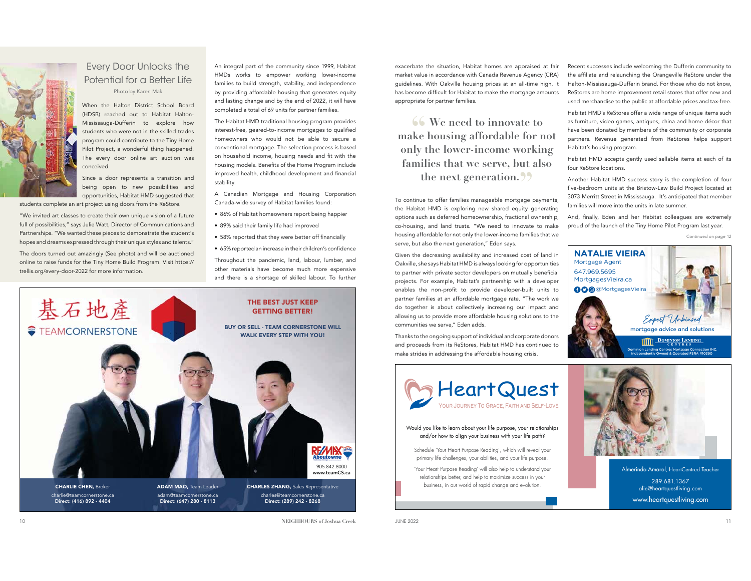## Every Door Unlocks the Potential for a Better Life

Photo by Karen Mak

When the Halton District School Board (HDSB) reached out to Habitat Halton-Mississauga-Dufferin to explore how students who were not in the skilled trades program could contribute to the Tiny Home Pilot Project, a wonderful thing happened. The every door online art auction was conceived.

Since a door represents a transition and being open to new possibilities and opportunities, Habitat HMD suggested that students complete an art project using doors from the ReStore.

"We invited art classes to create their own unique vision of a future full of possibilities," says Julie Watt, Director of Communications and Partnerships. "We wanted these pieces to demonstrate the student's hopes and dreams expressed through their unique styles and talents."

The doors turned out amazingly (See photo) and will be auctioned online to raise funds for the Tiny Home Build Program. Visit https://trellis.org/every-door-2022 for more information.

An integral part of the community since 1999, Habitat HMDs works to empower working lower-income families to build strength, stability, and independence by providing affordable housing that generates equity and lasting change and by the end of 2022, it will have completed a total of 69 units for partner families.

The Habitat HMD traditional housing program provides interest-free, geared-to-income mortgages to qualified homeowners who would not be able to secure a conventional mortgage. The selection process is based on household income, housing needs and fit with the housing models. Benefits of the Home Program include improved health, childhood development and financial stability.

A Canadian Mortgage and Housing Corporation Canada-wide survey of Habitat families found:

- 86% of Habitat homeowners report being happier
- 89% said their family life had improved
- 58% reported that they were better off financially
- 65% reported an increase in their children's confidence

Throughout the pandemic, land, labour, lumber, and other materials have become much more expensive and there is a shortage of skilled labour. To further exacerbate the situation, Habitat homes are appraised at fair market value in accordance with Canada Revenue Agency (CRA) guidelines. With Oakville housing prices at an all-time high, it has become difficult for Habitat to make the mortgage amounts appropriate for partner families.

> "We need to innovate to make housing affordable for not only the lower-income working families that we serve, but also the next generation."

To continue to offer families manageable mortgage payments, the Habitat HMD is exploring new shared equity generating options such as deferred homeownership, fractional ownership, co-housing, and land trusts. "We need to innovate to make housing affordable for not only the lower-income families that we serve, but also the next generation," Eden says.

Given the decreasing availability and increased cost of land in Oakville, she says Habitat HMD is always looking for opportunities to partner with private sector developers on mutually beneficial projects. For example, Habitat's partnership with a developer enables the non-profit to provide developer-built units to partner families at an affordable mortgage rate. "The work we do together is about collectively increasing our impact and allowing us to provide more affordable housing solutions to the communities we serve," Eden adds.

Thanks to the ongoing support of individual and corporate donors and proceeds from its ReStores, Habitat HMD has continued to make strides in addressing the affordable housing crisis.

Recent successes include welcoming the Dufferin community to the affiliate and relaunching the Orangeville ReStore under the Halton-Mississauga-Dufferin brand. For those who do not know, ReStores are home improvement retail stores that offer new and used merchandise to the public at affordable prices and tax-free.

Habitat HMD's ReStores offer a wide range of unique items such as furniture, video games, antiques, china and home décor that have been donated by members of the community or corporate partners. Revenue generated from ReStores helps support Habitat's housing program.

Habitat HMD accepts gently used sellable items at each of its four ReStore locations.

Another Habitat HMD success story is the completion of four five-bedroom units at the Bristow-Law Build Project located at 3073 Merritt Street in Mississauga. It's anticipated that member families will move into the units in late summer.

And, finally, Eden and her Habitat colleagues are extremely proud of the launch of the Tiny Home Pilot Program last year.

Continued on page 12

---

基石地產
TEAMCORNERSTONE

**THE BEST JUST KEEP GETTING BETTER!**

**BUY OR SELL - TEAM CORNERSTONE WILL WALK EVERY STEP WITH YOU!**

RE/MAX Aboutowne
905.842.8000
www.teamCS.ca

**CHARLIE CHEN,** Broker
charlie@teamcornerstone.ca
Direct: (416) 892 - 4404

**ADAM MAO,** Team Leader
adam@teamcornerstone.ca
Direct: (647) 280 - 8113

**CHARLES ZHANG,** Sales Representative
charles@teamcornerstone.ca
Direct: (289) 242 - 8268

---

**NATALIE VIEIRA**
Mortgage Agent
647.969.5695
MortgagesVieira.ca
@MortgagesVieira

Expert Unbiased mortgage advice and solutions

Dominion Lending Centres
Dominion Lending Centres Mortgage Connection INC.
Independently Owned & Operated FSRA #10390

---

**HeartQuest**
YOUR JOURNEY TO GRACE, FAITH AND SELF-LOVE

Would you like to learn about your life purpose, your relationships and/or how to align your business with your life path?

Schedule 'Your Heart Purpose Reading', which will reveal your primary life challenges, your abilities, and your life purpose.

'Your Heart Purpose Reading' will also help to understand your relationships better, and help to maximize success in your business, in our world of rapid change and evolution.

Almerinda Amaral, HeartCentred Teacher
289.681.1367
alie@heartquestliving.com
www.heartquestliving.com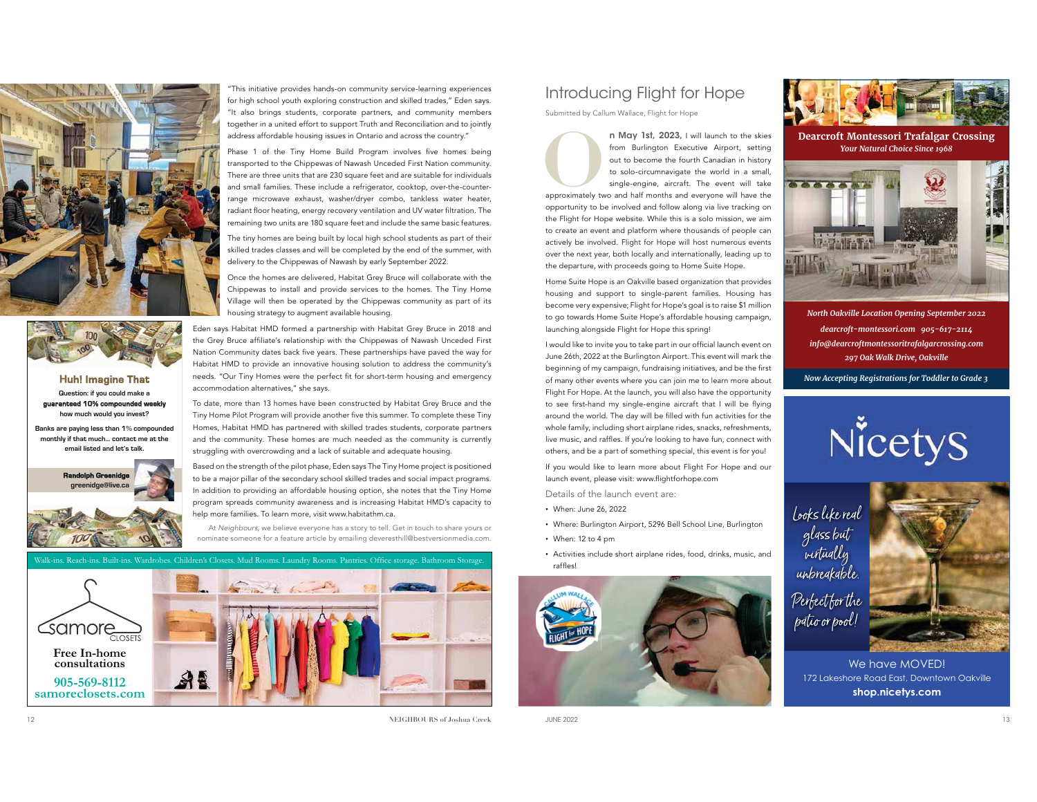"This initiative provides hands-on community service-learning experiences for high school youth exploring construction and skilled trades," Eden says. "It also brings students, corporate partners, and community members together in a united effort to support Truth and Reconciliation and to jointly address affordable housing issues in Ontario and across the country."

Phase 1 of the Tiny Home Build Program involves five homes being transported to the Chippewas of Nawash Unceded First Nation community. There are three units that are 230 square feet and are suitable for individuals and small families. These include a refrigerator, cooktop, over-the-counter-range microwave exhaust, washer/dryer combo, tankless water heater, radiant floor heating, energy recovery ventilation and UV water filtration. The remaining two units are 180 square feet and include the same basic features.

The tiny homes are being built by local high school students as part of their skilled trades classes and will be completed by the end of the summer, with delivery to the Chippewas of Nawash by early September 2022.

Once the homes are delivered, Habitat Grey Bruce will collaborate with the Chippewas to install and provide services to the homes. The Tiny Home Village will then be operated by the Chippewas community as part of its housing strategy to augment available housing.

Eden says Habitat HMD formed a partnership with Habitat Grey Bruce in 2018 and the Grey Bruce affiliate's relationship with the Chippewas of Nawash Unceded First Nation Community dates back five years. These partnerships have paved the way for Habitat HMD to provide an innovative housing solution to address the community's needs. "Our Tiny Homes were the perfect fit for short-term housing and emergency accommodation alternatives," she says.

To date, more than 13 homes have been constructed by Habitat Grey Bruce and the Tiny Home Pilot Program will provide another five this summer. To complete these Tiny Homes, Habitat HMD has partnered with skilled trades students, corporate partners and the community. These homes are much needed as the community is currently struggling with overcrowding and a lack of suitable and adequate housing.

Based on the strength of the pilot phase, Eden says The Tiny Home project is positioned to be a major pillar of the secondary school skilled trades and social impact programs. In addition to providing an affordable housing option, she notes that the Tiny Home program spreads community awareness and is increasing Habitat HMD's capacity to help more families. To learn more, visit www.habitathm.ca.

At *Neighbours,* we believe everyone has a story to tell. Get in touch to share yours or nominate someone for a feature article by emailing deveresthill@bestversionmedia.com.

**Huh! Imagine That**

Question: if you could make a **guaranteed 10% compounded weekly** how much would you invest?

Banks are paying less than 1% compounded monthly if that much... contact me at the email listed and let's talk.

**Randolph Greenidge**
greenidge@live.ca

Walk-ins. Reach-ins. Built-ins. Wardrobes. Children's Closets. Mud Rooms. Laundry Rooms. Pantries. Office storage. Bathroom Storage.

samore CLOSETS

**Free In-home consultations**

**905-569-8112**
**samoreclosets.com**

# Introducing Flight for Hope

Submitted by Callum Wallace, Flight for Hope

**On May 1st, 2023,** I will launch to the skies from Burlington Executive Airport, setting out to become the fourth Canadian in history to solo-circumnavigate the world in a small, single-engine, aircraft. The event will take approximately two and half months and everyone will have the opportunity to be involved and follow along via live tracking on the Flight for Hope website. While this is a solo mission, we aim to create an event and platform where thousands of people can actively be involved. Flight for Hope will host numerous events over the next year, both locally and internationally, leading up to the departure, with proceeds going to Home Suite Hope.

Home Suite Hope is an Oakville based organization that provides housing and support to single-parent families. Housing has become very expensive; Flight for Hope's goal is to raise $1 million to go towards Home Suite Hope's affordable housing campaign, launching alongside Flight for Hope this spring!

I would like to invite you to take part in our official launch event on June 26th, 2022 at the Burlington Airport. This event will mark the beginning of my campaign, fundraising initiatives, and be the first of many other events where you can join me to learn more about Flight For Hope. At the launch, you will also have the opportunity to see first-hand my single-engine aircraft that I will be flying around the world. The day will be filled with fun activities for the whole family, including short airplane rides, snacks, refreshments, live music, and raffles. If you're looking to have fun, connect with others, and be a part of something special, this event is for you!

If you would like to learn more about Flight For Hope and our launch event, please visit: www.flightforhope.com

Details of the launch event are:

- When: June 26, 2022
- Where: Burlington Airport, 5296 Bell School Line, Burlington
- When: 12 to 4 pm
- Activities include short airplane rides, food, drinks, music, and raffles!

**Dearcroft Montessori Trafalgar Crossing**
*Your Natural Choice Since 1968*

*North Oakville Location Opening September 2022*
*dearcroft-montessori.com 905-617-2114*
*info@dearcroftmontessoritrafalgarcrossing.com*
*297 Oak Walk Drive, Oakville*

*Now Accepting Registrations for Toddler to Grade 3*

Nicetys

Looks like real glass but virtually unbreakable. Perfect for the patio or pool!

We have MOVED!
172 Lakeshore Road East, Downtown Oakville
**shop.nicetys.com**